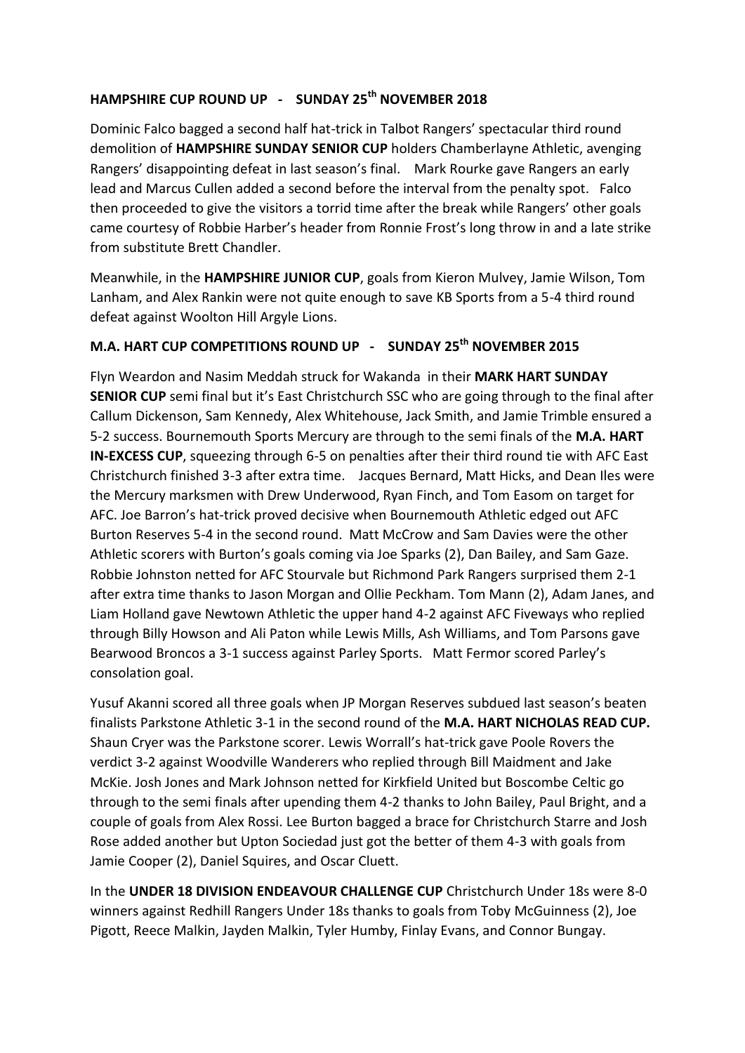## HAMPSHIRE CUP ROUND UP - SUNDAY 25th NOVEMBER 2018

Dominic Falco bagged a second half hat-trick in Talbot Rangers' spectacular third round demolition of **HAMPSHIRE SUNDAY SENIOR CUP** holders Chamberlayne Athletic, avenging Rangers' disappointing defeat in last season's final. Mark Rourke gave Rangers an early lead and Marcus Cullen added a second before the interval from the penalty spot. Falco then proceeded to give the visitors a torrid time after the break while Rangers' other goals came courtesy of Robbie Harber's header from Ronnie Frost's long throw in and a late strike from substitute Brett Chandler.

Meanwhile, in the **HAMPSHIRE JUNIOR CUP**, goals from Kieron Mulvey, Jamie Wilson, Tom Lanham, and Alex Rankin were not quite enough to save KB Sports from a 5-4 third round defeat against Woolton Hill Argyle Lions.

## M.A. HART CUP COMPETITIONS ROUND UP - SUNDAY 25th NOVEMBER 2015

Flyn Weardon and Nasim Meddah struck for Wakanda in their **MARK HART SUNDAY SENIOR CUP** semi final but it's East Christchurch SSC who are going through to the final after Callum Dickenson, Sam Kennedy, Alex Whitehouse, Jack Smith, and Jamie Trimble ensured a 5-2 success. Bournemouth Sports Mercury are through to the semi finals of the **M.A. HART IN-EXCESS CUP**, squeezing through 6-5 on penalties after their third round tie with AFC East Christchurch finished 3-3 after extra time. Jacques Bernard, Matt Hicks, and Dean Iles were the Mercury marksmen with Drew Underwood, Ryan Finch, and Tom Easom on target for AFC. Joe Barron's hat-trick proved decisive when Bournemouth Athletic edged out AFC Burton Reserves 5-4 in the second round. Matt McCrow and Sam Davies were the other Athletic scorers with Burton's goals coming via Joe Sparks (2), Dan Bailey, and Sam Gaze. Robbie Johnston netted for AFC Stourvale but Richmond Park Rangers surprised them 2-1 after extra time thanks to Jason Morgan and Ollie Peckham. Tom Mann (2), Adam Janes, and Liam Holland gave Newtown Athletic the upper hand 4-2 against AFC Fiveways who replied through Billy Howson and Ali Paton while Lewis Mills, Ash Williams, and Tom Parsons gave Bearwood Broncos a 3-1 success against Parley Sports. Matt Fermor scored Parley's consolation goal.

Yusuf Akanni scored all three goals when JP Morgan Reserves subdued last season's beaten finalists Parkstone Athletic 3-1 in the second round of the **M.A. HART NICHOLAS READ CUP.** Shaun Cryer was the Parkstone scorer. Lewis Worrall's hat-trick gave Poole Rovers the verdict 3-2 against Woodville Wanderers who replied through Bill Maidment and Jake McKie. Josh Jones and Mark Johnson netted for Kirkfield United but Boscombe Celtic go through to the semi finals after upending them 4-2 thanks to John Bailey, Paul Bright, and a couple of goals from Alex Rossi. Lee Burton bagged a brace for Christchurch Starre and Josh Rose added another but Upton Sociedad just got the better of them 4-3 with goals from Jamie Cooper (2), Daniel Squires, and Oscar Cluett.

In the **UNDER 18 DIVISION ENDEAVOUR CHALLENGE CUP** Christchurch Under 18s were 8-0 winners against Redhill Rangers Under 18s thanks to goals from Toby McGuinness (2), Joe Pigott, Reece Malkin, Jayden Malkin, Tyler Humby, Finlay Evans, and Connor Bungay.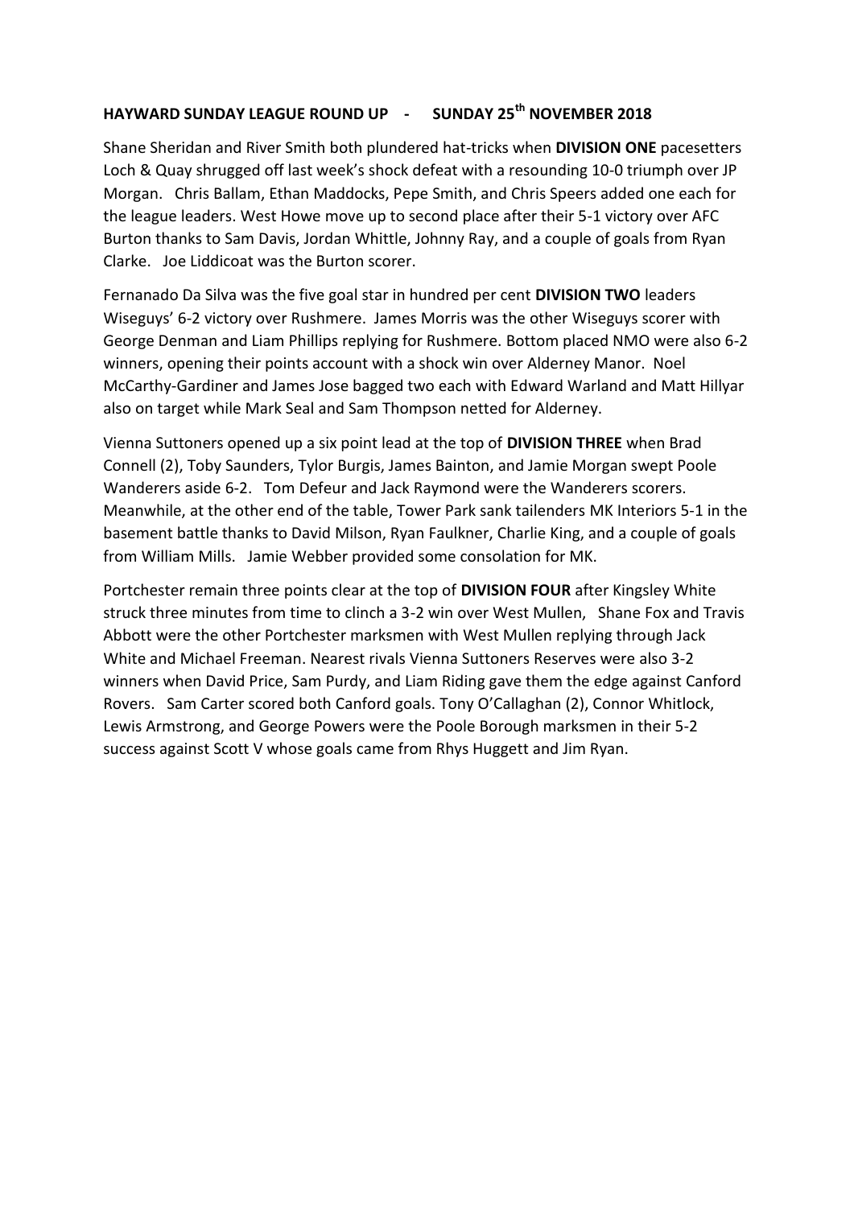**HAYWARD SUNDAY LEAGUE ROUND UP - SUNDAY 25th NOVEMBER 2018**

Shane Sheridan and River Smith both plundered hat-tricks when **DIVISION ONE** pacesetters Loch & Quay shrugged off last week's shock defeat with a resounding 10-0 triumph over JP Morgan. Chris Ballam, Ethan Maddocks, Pepe Smith, and Chris Speers added one each for the league leaders. West Howe move up to second place after their 5-1 victory over AFC Burton thanks to Sam Davis, Jordan Whittle, Johnny Ray, and a couple of goals from Ryan Clarke. Joe Liddicoat was the Burton scorer.

Fernanado Da Silva was the five goal star in hundred per cent **DIVISION TWO** leaders Wiseguys' 6-2 victory over Rushmere. James Morris was the other Wiseguys scorer with George Denman and Liam Phillips replying for Rushmere. Bottom placed NMO were also 6-2 winners, opening their points account with a shock win over Alderney Manor. Noel McCarthy-Gardiner and James Jose bagged two each with Edward Warland and Matt Hillyar also on target while Mark Seal and Sam Thompson netted for Alderney.

Vienna Suttoners opened up a six point lead at the top of **DIVISION THREE** when Brad Connell (2), Toby Saunders, Tylor Burgis, James Bainton, and Jamie Morgan swept Poole Wanderers aside 6-2. Tom Defeur and Jack Raymond were the Wanderers scorers. Meanwhile, at the other end of the table, Tower Park sank tailenders MK Interiors 5-1 in the basement battle thanks to David Milson, Ryan Faulkner, Charlie King, and a couple of goals from William Mills. Jamie Webber provided some consolation for MK.

Portchester remain three points clear at the top of **DIVISION FOUR** after Kingsley White struck three minutes from time to clinch a 3-2 win over West Mullen, Shane Fox and Travis Abbott were the other Portchester marksmen with West Mullen replying through Jack White and Michael Freeman. Nearest rivals Vienna Suttoners Reserves were also 3-2 winners when David Price, Sam Purdy, and Liam Riding gave them the edge against Canford Rovers. Sam Carter scored both Canford goals. Tony O'Callaghan (2), Connor Whitlock, Lewis Armstrong, and George Powers were the Poole Borough marksmen in their 5-2 success against Scott V whose goals came from Rhys Huggett and Jim Ryan.